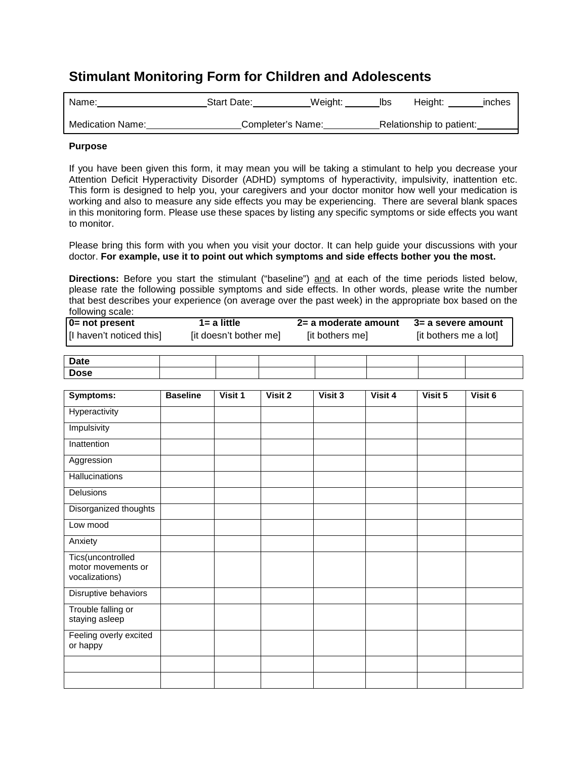# Stimulant Monitoring Form for Children and Adolescents

| Name:\_\_\_\_\_\_\_\_\_\_\_\_\_\_\_\_\_\_\_\_ | Start Date:\_\_\_\_\_\_\_\_\_\_\_ | Weight: \_\_\_\_\_\_ lbs | Height: \_\_\_\_\_\_ inches |
|---|---|---|---|
| Medication Name:\_\_\_\_\_\_\_\_\_\_\_\_\_\_\_\_\_\_ | Completer's Name:\_\_\_\_\_\_\_\_\_\_\_ | Relationship to patient:\_\_\_\_\_\_\_\_ | |

**Purpose**

If you have been given this form, it may mean you will be taking a stimulant to help you decrease your Attention Deficit Hyperactivity Disorder (ADHD) symptoms of hyperactivity, impulsivity, inattention etc. This form is designed to help you, your caregivers and your doctor monitor how well your medication is working and also to measure any side effects you may be experiencing. There are several blank spaces in this monitoring form. Please use these spaces by listing any specific symptoms or side effects you want to monitor.

Please bring this form with you when you visit your doctor. It can help guide your discussions with your doctor. **For example, use it to point out which symptoms and side effects bother you the most.**

**Directions:** Before you start the stimulant ("baseline") and at each of the time periods listed below, please rate the following possible symptoms and side effects. In other words, please write the number that best describes your experience (on average over the past week) in the appropriate box based on the following scale:

| **0= not present** | **1= a little** | **2= a moderate amount** | **3= a severe amount** |
|---|---|---|---|
| [I haven't noticed this] | [it doesn't bother me] | [it bothers me] | [it bothers me a lot] |

| **Date** | | | | | | | |
|---|---|---|---|---|---|---|---|
| **Dose** | | | | | | | |

| **Symptoms:** | **Baseline** | **Visit 1** | **Visit 2** | **Visit 3** | **Visit 4** | **Visit 5** | **Visit 6** |
|---|---|---|---|---|---|---|---|
| Hyperactivity | | | | | | | |
| Impulsivity | | | | | | | |
| Inattention | | | | | | | |
| Aggression | | | | | | | |
| Hallucinations | | | | | | | |
| Delusions | | | | | | | |
| Disorganized thoughts | | | | | | | |
| Low mood | | | | | | | |
| Anxiety | | | | | | | |
| Tics(uncontrolled motor movements or vocalizations) | | | | | | | |
| Disruptive behaviors | | | | | | | |
| Trouble falling or staying asleep | | | | | | | |
| Feeling overly excited or happy | | | | | | | |
| | | | | | | | |
| | | | | | | | |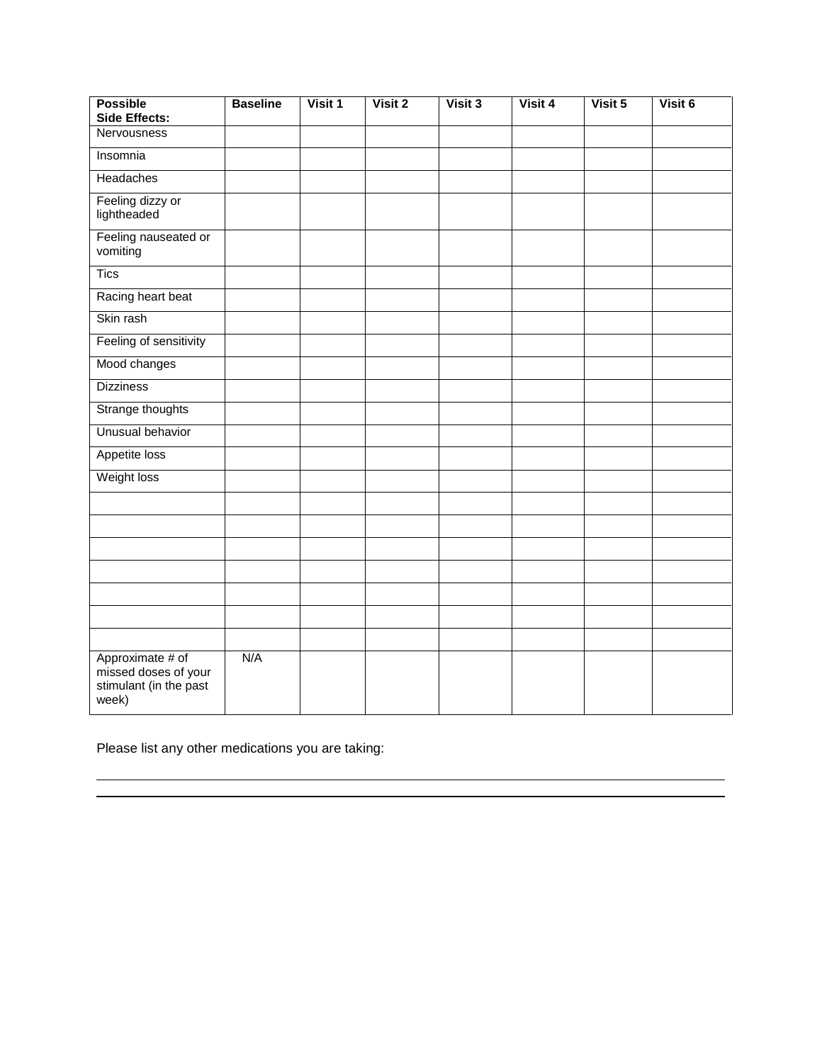| Possible Side Effects: | Baseline | Visit 1 | Visit 2 | Visit 3 | Visit 4 | Visit 5 | Visit 6 |
|---|---|---|---|---|---|---|---|
| Nervousness | | | | | | | |
| Insomnia | | | | | | | |
| Headaches | | | | | | | |
| Feeling dizzy or lightheaded | | | | | | | |
| Feeling nauseated or vomiting | | | | | | | |
| Tics | | | | | | | |
| Racing heart beat | | | | | | | |
| Skin rash | | | | | | | |
| Feeling of sensitivity | | | | | | | |
| Mood changes | | | | | | | |
| Dizziness | | | | | | | |
| Strange thoughts | | | | | | | |
| Unusual behavior | | | | | | | |
| Appetite loss | | | | | | | |
| Weight loss | | | | | | | |
| | | | | | | | |
| | | | | | | | |
| | | | | | | | |
| | | | | | | | |
| | | | | | | | |
| | | | | | | | |
| | | | | | | | |
| Approximate # of missed doses of your stimulant (in the past week) | N/A | | | | | | |

Please list any other medications you are taking:

______________________________________________________________________________

______________________________________________________________________________